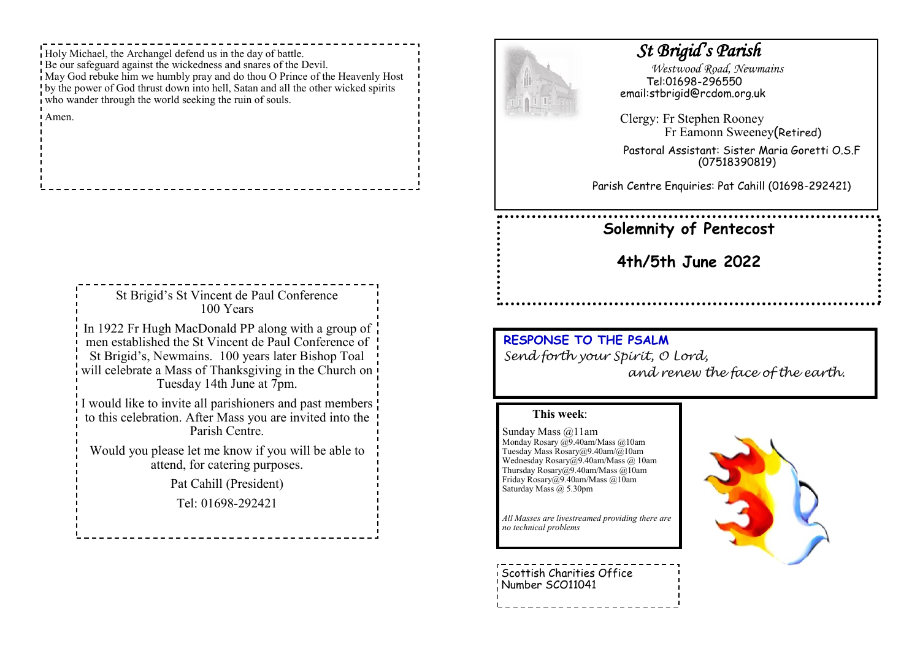Holy Michael, the Archangel defend us in the day of battle.
Be our safeguard against the wickedness and snares of the Devil.
May God rebuke him we humbly pray and do thou O Prince of the Heavenly Host by the power of God thrust down into hell, Satan and all the other wicked spirits who wander through the world seeking the ruin of souls.

Amen.

St Brigid's St Vincent de Paul Conference
100 Years

In 1922 Fr Hugh MacDonald PP along with a group of men established the St Vincent de Paul Conference of St Brigid's, Newmains. 100 years later Bishop Toal will celebrate a Mass of Thanksgiving in the Church on Tuesday 14th June at 7pm.

I would like to invite all parishioners and past members to this celebration. After Mass you are invited into the Parish Centre.

Would you please let me know if you will be able to attend, for catering purposes.

Pat Cahill (President)

Tel: 01698-292421

# *St Brigid's Parish*

*Westwood Road, Newmains*
Tel:01698-296550
email:stbrigid@rcdom.org.uk

Clergy: Fr Stephen Rooney
Fr Eamonn Sweeney(Retired)

Pastoral Assistant: Sister Maria Goretti O.S.F
(07518390819)

Parish Centre Enquiries: Pat Cahill (01698-292421)

## Solemnity of Pentecost

## 4th/5th June 2022

**RESPONSE TO THE PSALM**
*Send forth your Spirit, O Lord,*
*and renew the face of the earth.*

**This week**:

Sunday Mass @11am
Monday Rosary @9.40am/Mass @10am
Tuesday Mass Rosary@9.40am/@10am
Wednesday Rosary@9.40am/Mass @ 10am
Thursday Rosary@9.40am/Mass @10am
Friday Rosary@9.40am/Mass @10am
Saturday Mass @ 5.30pm

*All Masses are livestreamed providing there are no technical problems*

Scottish Charities Office
Number SCO11041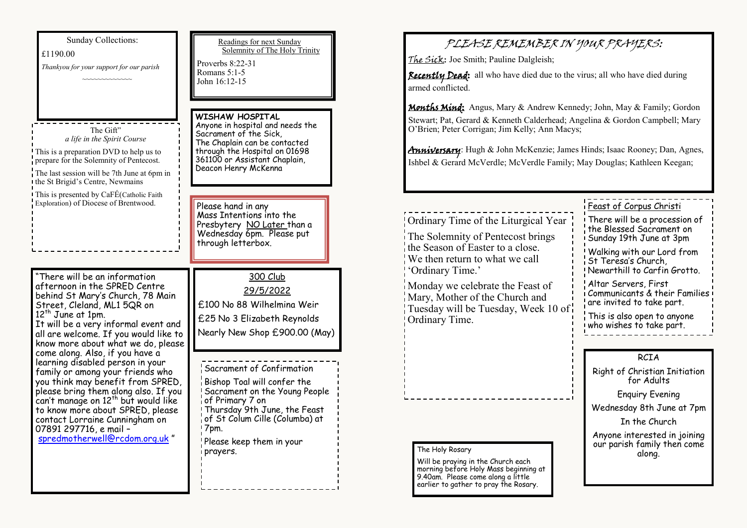Sunday Collections:

£1190.00

*Thankyou for your support for our parish*

~~~~~~~~~~~~~~

The Gift"

*a life in the Spirit Course*

This is a preparation DVD to help us to prepare for the Solemnity of Pentecost.

The last session will be 7th June at 6pm in the St Brigid's Centre, Newmains

This is presented by CaFÉ(Catholic Faith Exploration) of Diocese of Brentwood.

"There will be an information afternoon in the SPRED Centre behind St Mary's Church, 78 Main Street, Cleland, ML1 5QR on 12th June at 1pm.
It will be a very informal event and all are welcome. If you would like to know more about what we do, please come along. Also, if you have a learning disabled person in your family or among your friends who you think may benefit from SPRED, please bring them along also. If you can't manage on 12th but would like to know more about SPRED, please contact Lorraine Cunningham on 07891 297716, e mail – spredmotherwell@rcdom.org.uk "

Readings for next Sunday
Solemnity of The Holy Trinity

Proverbs 8:22-31
Romans 5:1-5
John 16:12-15

**WISHAW HOSPITAL**
Anyone in hospital and needs the Sacrament of the Sick,
The Chaplain can be contacted through the Hospital on 01698 361100 or Assistant Chaplain, Deacon Henry McKenna

Please hand in any Mass Intentions into the Presbytery NO Later than a Wednesday 6pm. Please put through letterbox.

300 Club

29/5/2022

£100 No 88 Wilhelmina Weir

£25 No 3 Elizabeth Reynolds

Nearly New Shop £900.00 (May)

Sacrament of Confirmation

Bishop Toal will confer the Sacrament on the Young People of Primary 7 on
Thursday 9th June, the Feast of St Colum Cille (Columba) at 7pm.

Please keep them in your prayers.

# *PLEASE REMEMBER IN YOUR PRAYERS:*

*The Sick:* Joe Smith; Pauline Dalgleish;

***Recently Dead:*** all who have died due to the virus; all who have died during armed conflicted.

***Months Mind:*** Angus, Mary & Andrew Kennedy; John, May & Family; Gordon Stewart; Pat, Gerard & Kenneth Calderhead; Angelina & Gordon Campbell; Mary O'Brien; Peter Corrigan; Jim Kelly; Ann Macys;

***Anniversary***: Hugh & John McKenzie; James Hinds; Isaac Rooney; Dan, Agnes, Ishbel & Gerard McVerdle; McVerdle Family; May Douglas; Kathleen Keegan;

Ordinary Time of the Liturgical Year

The Solemnity of Pentecost brings the Season of Easter to a close. We then return to what we call 'Ordinary Time.'

Monday we celebrate the Feast of Mary, Mother of the Church and Tuesday will be Tuesday, Week 10 of Ordinary Time.

Feast of Corpus Christi

There will be a procession of the Blessed Sacrament on Sunday 19th June at 3pm

Walking with our Lord from St Teresa's Church, Newarthill to Carfin Grotto.

Altar Servers, First Communicants & their Families are invited to take part.

This is also open to anyone who wishes to take part.

The Holy Rosary

Will be praying in the Church each morning before Holy Mass beginning at 9.40am. Please come along a little earlier to gather to pray the Rosary.

RCIA

Right of Christian Initiation for Adults

Enquiry Evening

Wednesday 8th June at 7pm

In the Church

Anyone interested in joining our parish family then come along.